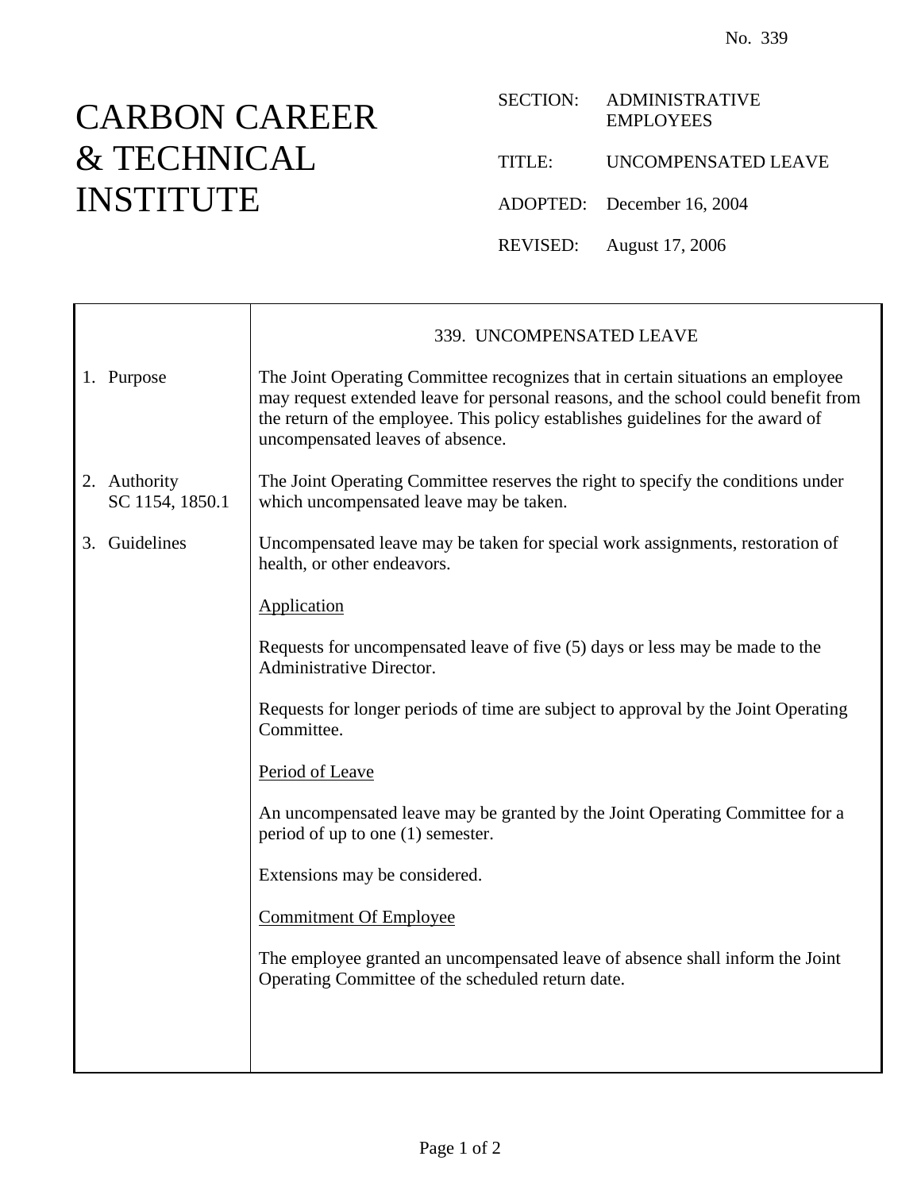No. 339

# CARBON CAREER & TECHNICAL INSTITUTE

SECTION: ADMINISTRATIVE EMPLOYEES

TITLE: UNCOMPENSATED LEAVE

ADOPTED: December 16, 2004

REVISED: August 17, 2006

## 339. UNCOMPENSATED LEAVE

### 1. Purpose

The Joint Operating Committee recognizes that in certain situations an employee may request extended leave for personal reasons, and the school could benefit from the return of the employee. This policy establishes guidelines for the award of uncompensated leaves of absence.

### 2. Authority
SC 1154, 1850.1

The Joint Operating Committee reserves the right to specify the conditions under which uncompensated leave may be taken.

### 3. Guidelines

Uncompensated leave may be taken for special work assignments, restoration of health, or other endeavors.

<u>Application</u>

Requests for uncompensated leave of five (5) days or less may be made to the Administrative Director.

Requests for longer periods of time are subject to approval by the Joint Operating Committee.

<u>Period of Leave</u>

An uncompensated leave may be granted by the Joint Operating Committee for a period of up to one (1) semester.

Extensions may be considered.

<u>Commitment Of Employee</u>

The employee granted an uncompensated leave of absence shall inform the Joint Operating Committee of the scheduled return date.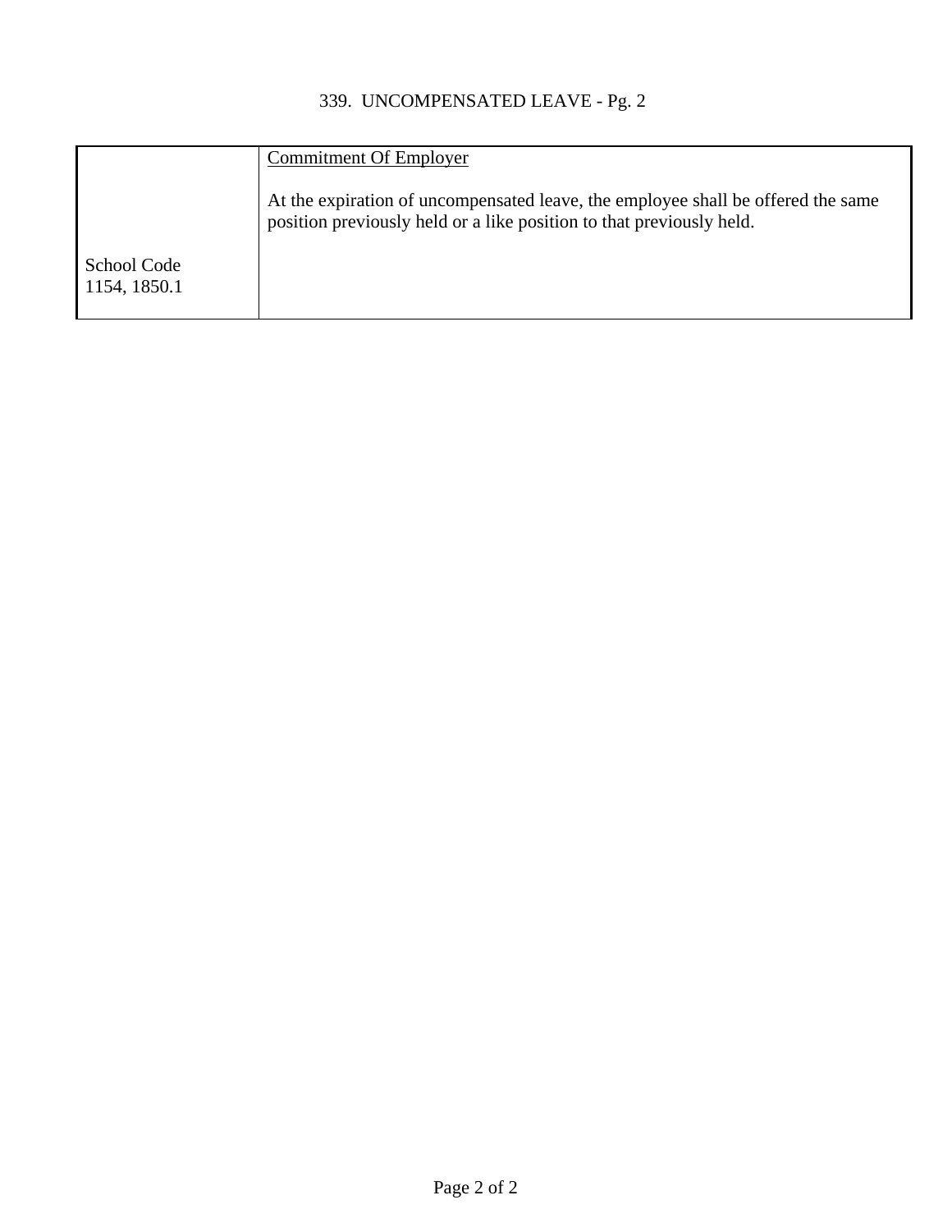| | |
|---|---|
| | <u>Commitment Of Employer</u><br><br>At the expiration of uncompensated leave, the employee shall be offered the same position previously held or a like position to that previously held. |
| School Code<br>1154, 1850.1 | |